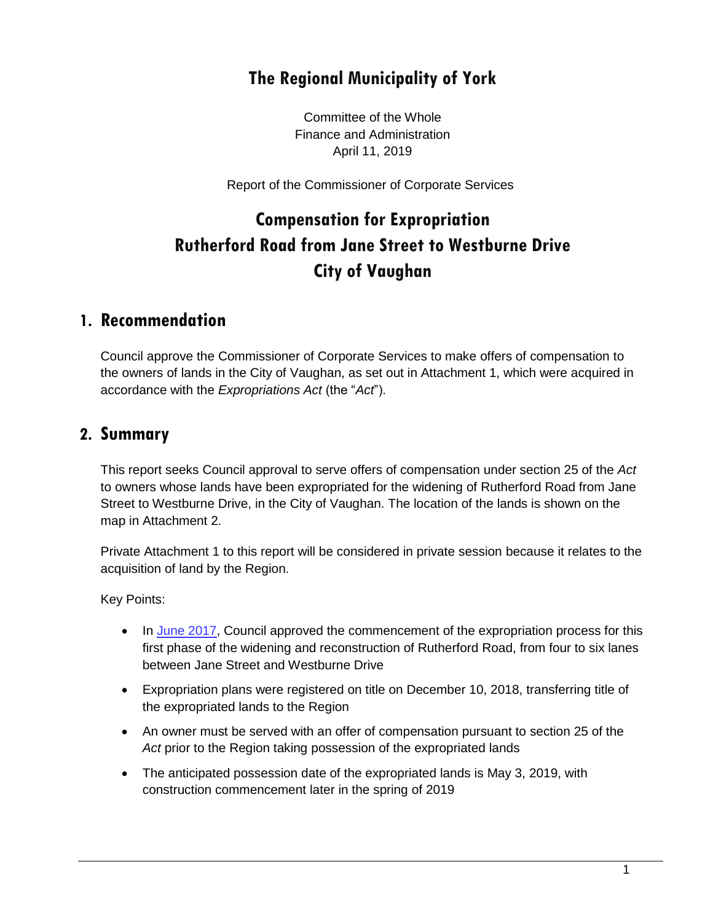# The Regional Municipality of York

Committee of the Whole
Finance and Administration
April 11, 2019

Report of the Commissioner of Corporate Services

# Compensation for Expropriation Rutherford Road from Jane Street to Westburne Drive City of Vaughan

## 1. Recommendation

Council approve the Commissioner of Corporate Services to make offers of compensation to the owners of lands in the City of Vaughan, as set out in Attachment 1, which were acquired in accordance with the *Expropriations Act* (the "*Act*").

## 2. Summary

This report seeks Council approval to serve offers of compensation under section 25 of the *Act* to owners whose lands have been expropriated for the widening of Rutherford Road from Jane Street to Westburne Drive, in the City of Vaughan. The location of the lands is shown on the map in Attachment 2.

Private Attachment 1 to this report will be considered in private session because it relates to the acquisition of land by the Region.

Key Points:

- In June 2017, Council approved the commencement of the expropriation process for this first phase of the widening and reconstruction of Rutherford Road, from four to six lanes between Jane Street and Westburne Drive
- Expropriation plans were registered on title on December 10, 2018, transferring title of the expropriated lands to the Region
- An owner must be served with an offer of compensation pursuant to section 25 of the *Act* prior to the Region taking possession of the expropriated lands
- The anticipated possession date of the expropriated lands is May 3, 2019, with construction commencement later in the spring of 2019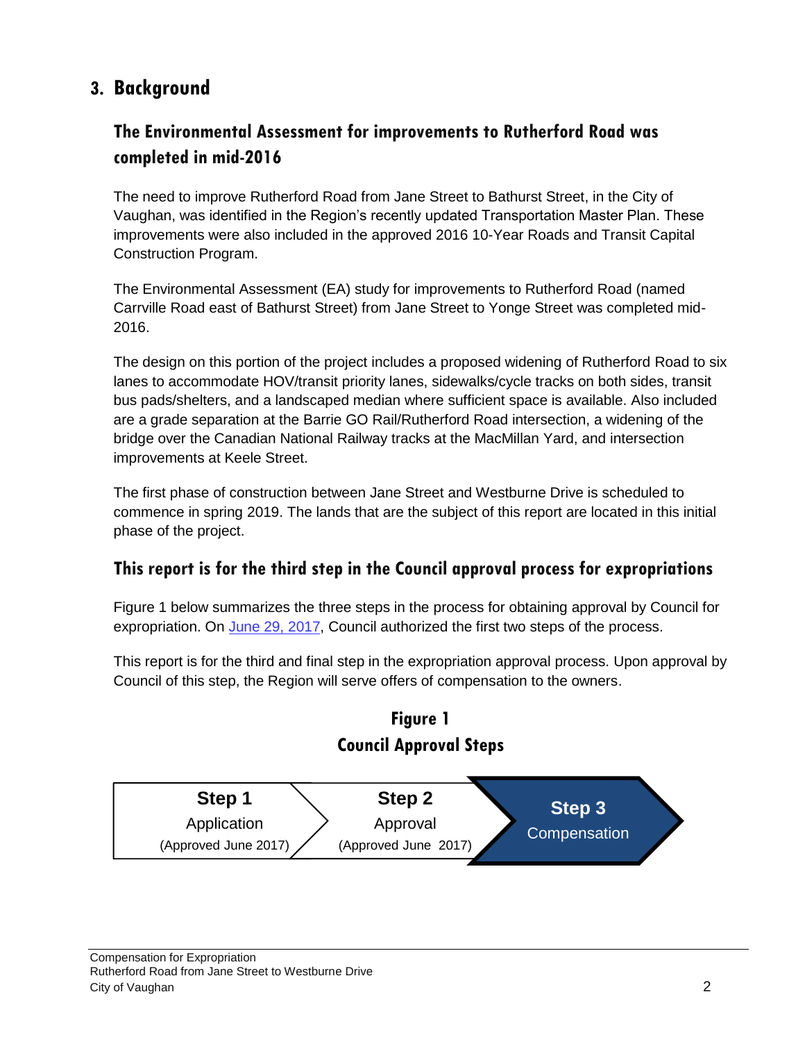## 3. Background

### The Environmental Assessment for improvements to Rutherford Road was completed in mid-2016

The need to improve Rutherford Road from Jane Street to Bathurst Street, in the City of Vaughan, was identified in the Region's recently updated Transportation Master Plan. These improvements were also included in the approved 2016 10-Year Roads and Transit Capital Construction Program.

The Environmental Assessment (EA) study for improvements to Rutherford Road (named Carrville Road east of Bathurst Street) from Jane Street to Yonge Street was completed mid-2016.

The design on this portion of the project includes a proposed widening of Rutherford Road to six lanes to accommodate HOV/transit priority lanes, sidewalks/cycle tracks on both sides, transit bus pads/shelters, and a landscaped median where sufficient space is available. Also included are a grade separation at the Barrie GO Rail/Rutherford Road intersection, a widening of the bridge over the Canadian National Railway tracks at the MacMillan Yard, and intersection improvements at Keele Street.

The first phase of construction between Jane Street and Westburne Drive is scheduled to commence in spring 2019. The lands that are the subject of this report are located in this initial phase of the project.

### This report is for the third step in the Council approval process for expropriations

Figure 1 below summarizes the three steps in the process for obtaining approval by Council for expropriation. On June 29, 2017, Council authorized the first two steps of the process.

This report is for the third and final step in the expropriation approval process. Upon approval by Council of this step, the Region will serve offers of compensation to the owners.

**Figure 1**
**Council Approval Steps**

| Step 1 | Step 2 | Step 3 |
|---|---|---|
| Application (Approved June 2017) | Approval (Approved June 2017) | Compensation |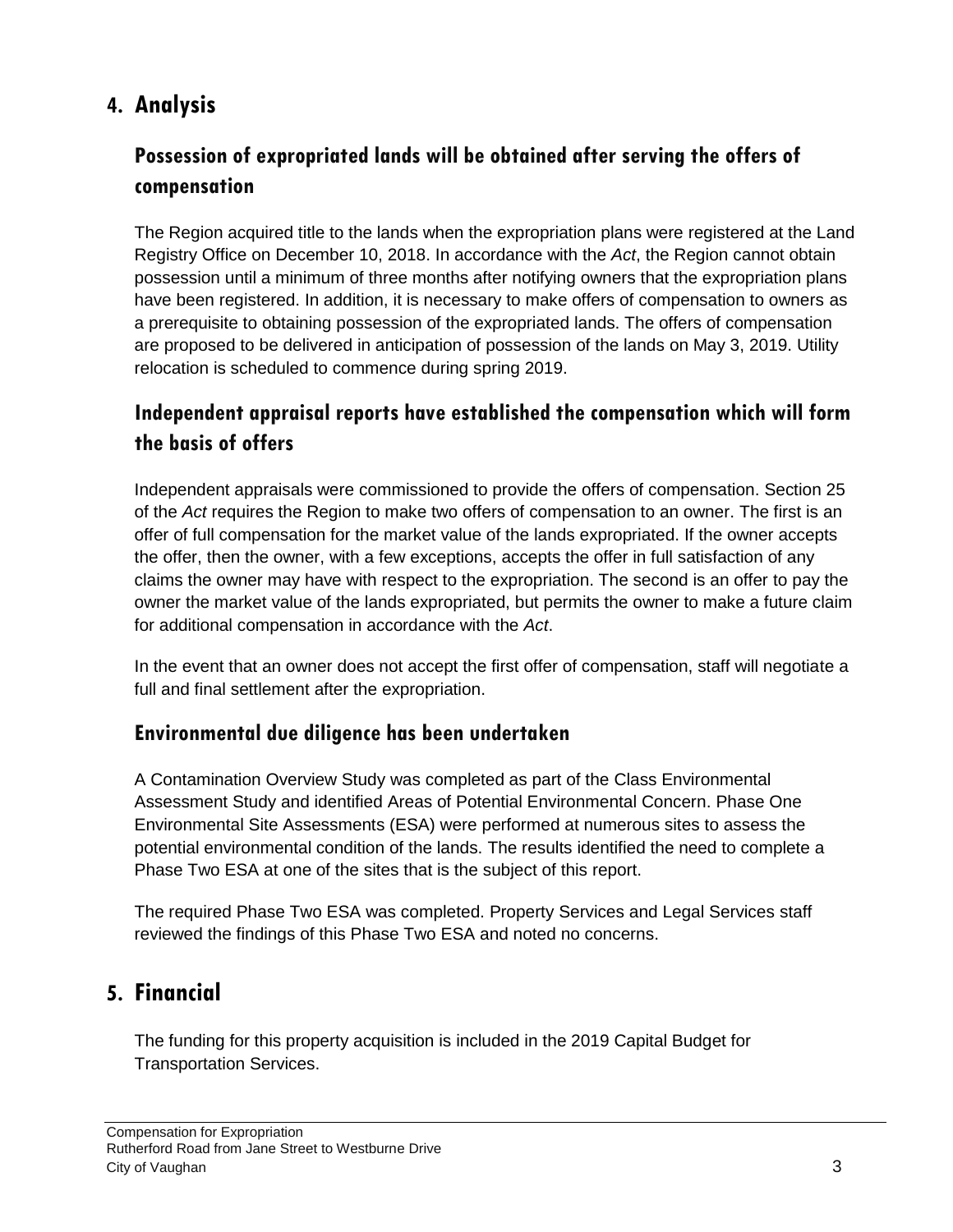# 4. Analysis

## Possession of expropriated lands will be obtained after serving the offers of compensation

The Region acquired title to the lands when the expropriation plans were registered at the Land Registry Office on December 10, 2018. In accordance with the *Act*, the Region cannot obtain possession until a minimum of three months after notifying owners that the expropriation plans have been registered. In addition, it is necessary to make offers of compensation to owners as a prerequisite to obtaining possession of the expropriated lands. The offers of compensation are proposed to be delivered in anticipation of possession of the lands on May 3, 2019. Utility relocation is scheduled to commence during spring 2019.

## Independent appraisal reports have established the compensation which will form the basis of offers

Independent appraisals were commissioned to provide the offers of compensation. Section 25 of the *Act* requires the Region to make two offers of compensation to an owner. The first is an offer of full compensation for the market value of the lands expropriated. If the owner accepts the offer, then the owner, with a few exceptions, accepts the offer in full satisfaction of any claims the owner may have with respect to the expropriation. The second is an offer to pay the owner the market value of the lands expropriated, but permits the owner to make a future claim for additional compensation in accordance with the *Act*.

In the event that an owner does not accept the first offer of compensation, staff will negotiate a full and final settlement after the expropriation.

## Environmental due diligence has been undertaken

A Contamination Overview Study was completed as part of the Class Environmental Assessment Study and identified Areas of Potential Environmental Concern. Phase One Environmental Site Assessments (ESA) were performed at numerous sites to assess the potential environmental condition of the lands. The results identified the need to complete a Phase Two ESA at one of the sites that is the subject of this report.

The required Phase Two ESA was completed. Property Services and Legal Services staff reviewed the findings of this Phase Two ESA and noted no concerns.

# 5. Financial

The funding for this property acquisition is included in the 2019 Capital Budget for Transportation Services.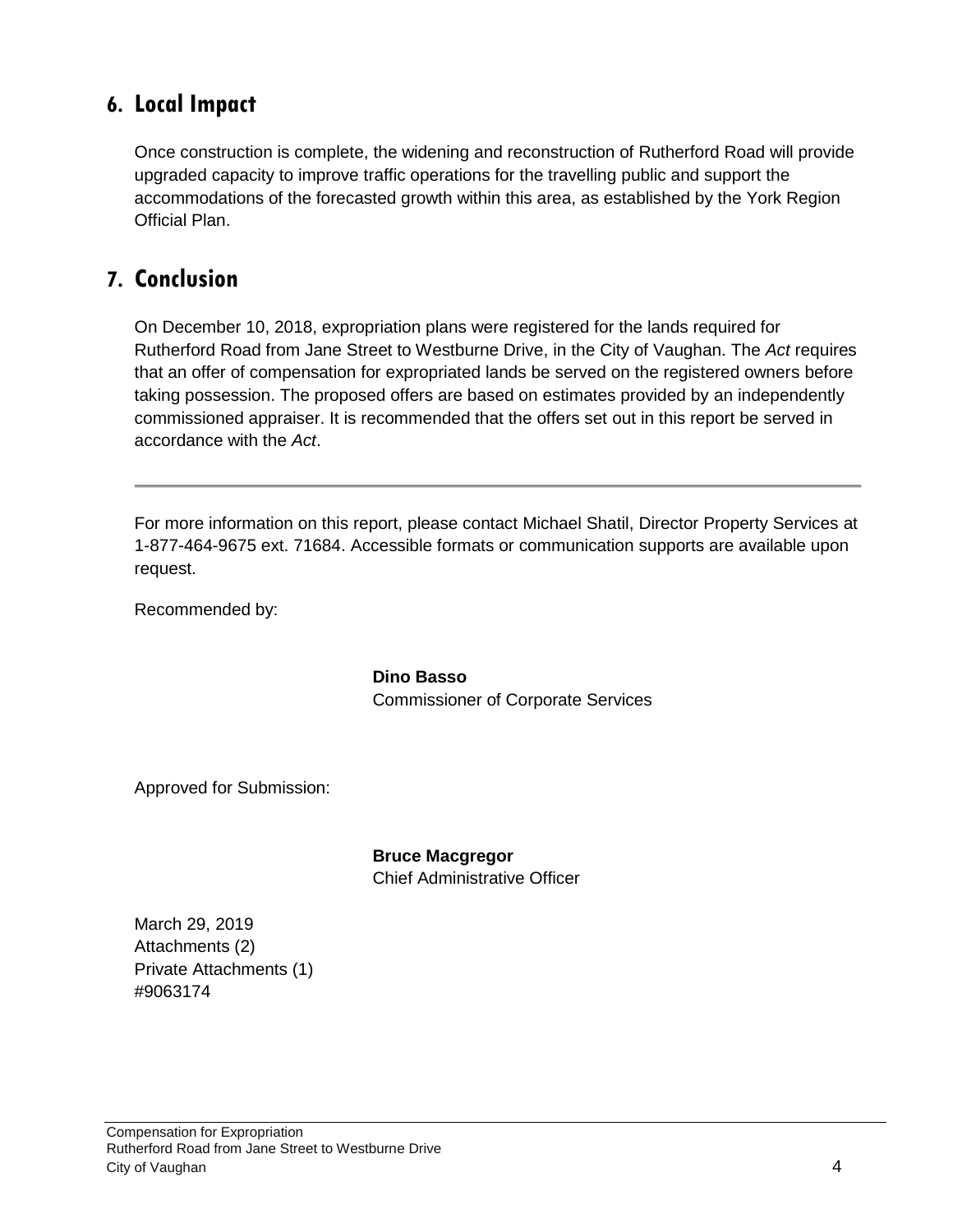## 6. Local Impact

Once construction is complete, the widening and reconstruction of Rutherford Road will provide upgraded capacity to improve traffic operations for the travelling public and support the accommodations of the forecasted growth within this area, as established by the York Region Official Plan.

## 7. Conclusion

On December 10, 2018, expropriation plans were registered for the lands required for Rutherford Road from Jane Street to Westburne Drive, in the City of Vaughan. The *Act* requires that an offer of compensation for expropriated lands be served on the registered owners before taking possession. The proposed offers are based on estimates provided by an independently commissioned appraiser. It is recommended that the offers set out in this report be served in accordance with the *Act*.

---

For more information on this report, please contact Michael Shatil, Director Property Services at 1-877-464-9675 ext. 71684. Accessible formats or communication supports are available upon request.

Recommended by:

**Dino Basso**
Commissioner of Corporate Services

Approved for Submission:

**Bruce Macgregor**
Chief Administrative Officer

March 29, 2019
Attachments (2)
Private Attachments (1)
#9063174